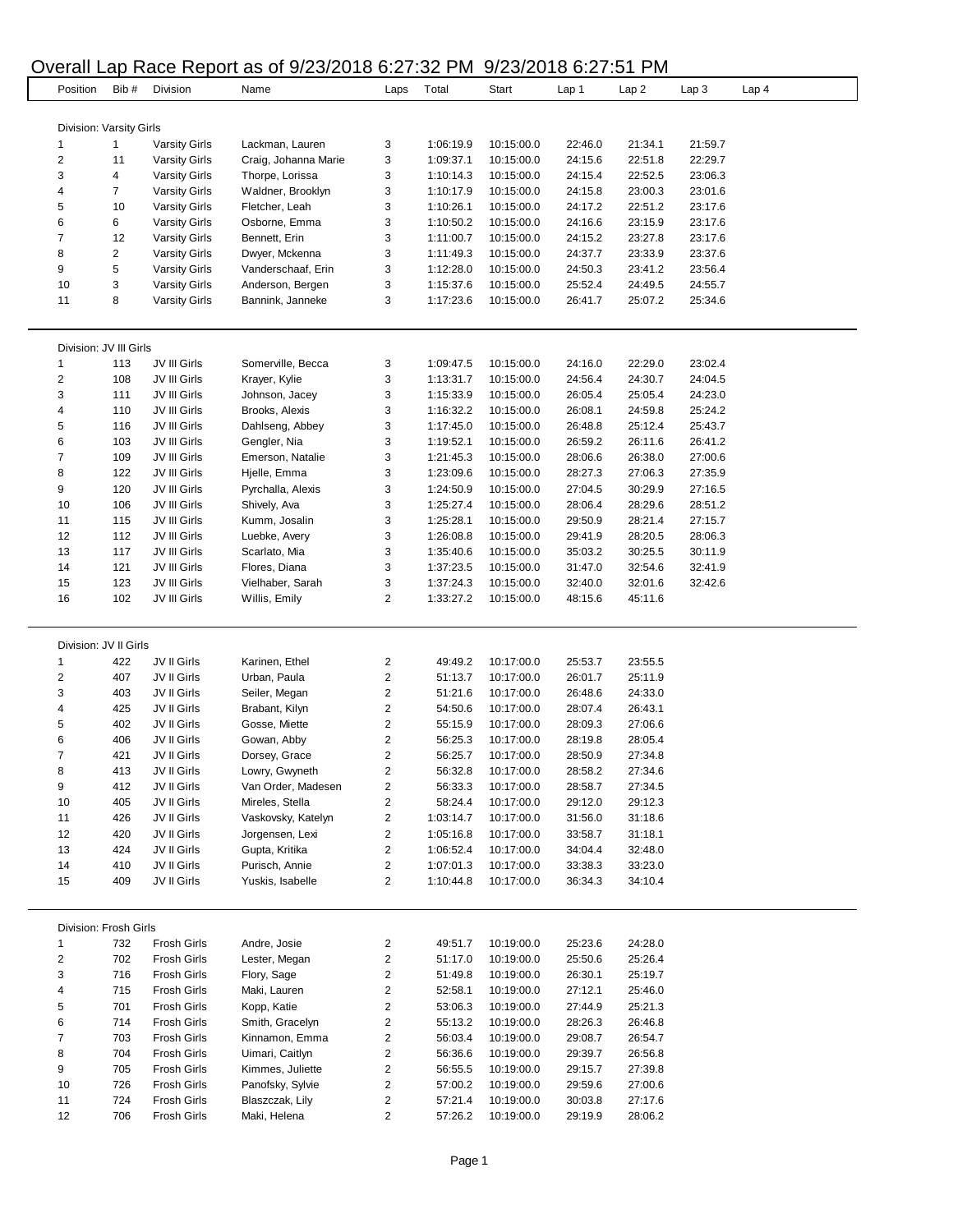# Overall Lap Race Report as of 9/23/2018 6:27:32 PM 9/23/2018 6:27:51 PM

| Position | Bib # | Division | Name | Laps | Total | Start | Lap 1 | Lap 2 | Lap 3 | Lap 4 |
|---|---|---|---|---|---|---|---|---|---|---|
| **Division: Varsity Girls** | | | | | | | | | | |
| 1 | 1 | Varsity Girls | Lackman, Lauren | 3 | 1:06:19.9 | 10:15:00.0 | 22:46.0 | 21:34.1 | 21:59.7 | |
| 2 | 11 | Varsity Girls | Craig, Johanna Marie | 3 | 1:09:37.1 | 10:15:00.0 | 24:15.6 | 22:51.8 | 22:29.7 | |
| 3 | 4 | Varsity Girls | Thorpe, Lorissa | 3 | 1:10:14.3 | 10:15:00.0 | 24:15.4 | 22:52.5 | 23:06.3 | |
| 4 | 7 | Varsity Girls | Waldner, Brooklyn | 3 | 1:10:17.9 | 10:15:00.0 | 24:15.8 | 23:00.3 | 23:01.6 | |
| 5 | 10 | Varsity Girls | Fletcher, Leah | 3 | 1:10:26.1 | 10:15:00.0 | 24:17.2 | 22:51.2 | 23:17.6 | |
| 6 | 6 | Varsity Girls | Osborne, Emma | 3 | 1:10:50.2 | 10:15:00.0 | 24:16.6 | 23:15.9 | 23:17.6 | |
| 7 | 12 | Varsity Girls | Bennett, Erin | 3 | 1:11:00.7 | 10:15:00.0 | 24:15.2 | 23:27.8 | 23:17.6 | |
| 8 | 2 | Varsity Girls | Dwyer, Mckenna | 3 | 1:11:49.3 | 10:15:00.0 | 24:37.7 | 23:33.9 | 23:37.6 | |
| 9 | 5 | Varsity Girls | Vanderschaaf, Erin | 3 | 1:12:28.0 | 10:15:00.0 | 24:50.3 | 23:41.2 | 23:56.4 | |
| 10 | 3 | Varsity Girls | Anderson, Bergen | 3 | 1:15:37.6 | 10:15:00.0 | 25:52.4 | 24:49.5 | 24:55.7 | |
| 11 | 8 | Varsity Girls | Bannink, Janneke | 3 | 1:17:23.6 | 10:15:00.0 | 26:41.7 | 25:07.2 | 25:34.6 | |
| **Division: JV III Girls** | | | | | | | | | | |
| 1 | 113 | JV III Girls | Somerville, Becca | 3 | 1:09:47.5 | 10:15:00.0 | 24:16.0 | 22:29.0 | 23:02.4 | |
| 2 | 108 | JV III Girls | Krayer, Kylie | 3 | 1:13:31.7 | 10:15:00.0 | 24:56.4 | 24:30.7 | 24:04.5 | |
| 3 | 111 | JV III Girls | Johnson, Jacey | 3 | 1:15:33.9 | 10:15:00.0 | 26:05.4 | 25:05.4 | 24:23.0 | |
| 4 | 110 | JV III Girls | Brooks, Alexis | 3 | 1:16:32.2 | 10:15:00.0 | 26:08.1 | 24:59.8 | 25:24.2 | |
| 5 | 116 | JV III Girls | Dahlseng, Abbey | 3 | 1:17:45.0 | 10:15:00.0 | 26:48.8 | 25:12.4 | 25:43.7 | |
| 6 | 103 | JV III Girls | Gengler, Nia | 3 | 1:19:52.1 | 10:15:00.0 | 26:59.2 | 26:11.6 | 26:41.2 | |
| 7 | 109 | JV III Girls | Emerson, Natalie | 3 | 1:21:45.3 | 10:15:00.0 | 28:06.6 | 26:38.0 | 27:00.6 | |
| 8 | 122 | JV III Girls | Hjelle, Emma | 3 | 1:23:09.6 | 10:15:00.0 | 28:27.3 | 27:06.3 | 27:35.9 | |
| 9 | 120 | JV III Girls | Pyrchalla, Alexis | 3 | 1:24:50.9 | 10:15:00.0 | 27:04.5 | 30:29.9 | 27:16.5 | |
| 10 | 106 | JV III Girls | Shively, Ava | 3 | 1:25:27.4 | 10:15:00.0 | 28:06.4 | 28:29.6 | 28:51.2 | |
| 11 | 115 | JV III Girls | Kumm, Josalin | 3 | 1:25:28.1 | 10:15:00.0 | 29:50.9 | 28:21.4 | 27:15.7 | |
| 12 | 112 | JV III Girls | Luebke, Avery | 3 | 1:26:08.8 | 10:15:00.0 | 29:41.9 | 28:20.5 | 28:06.3 | |
| 13 | 117 | JV III Girls | Scarlato, Mia | 3 | 1:35:40.6 | 10:15:00.0 | 35:03.2 | 30:25.5 | 30:11.9 | |
| 14 | 121 | JV III Girls | Flores, Diana | 3 | 1:37:23.5 | 10:15:00.0 | 31:47.0 | 32:54.6 | 32:41.9 | |
| 15 | 123 | JV III Girls | Vielhaber, Sarah | 3 | 1:37:24.3 | 10:15:00.0 | 32:40.0 | 32:01.6 | 32:42.6 | |
| 16 | 102 | JV III Girls | Willis, Emily | 2 | 1:33:27.2 | 10:15:00.0 | 48:15.6 | 45:11.6 | | |
| **Division: JV II Girls** | | | | | | | | | | |
| 1 | 422 | JV II Girls | Karinen, Ethel | 2 | 49:49.2 | 10:17:00.0 | 25:53.7 | 23:55.5 | | |
| 2 | 407 | JV II Girls | Urban, Paula | 2 | 51:13.7 | 10:17:00.0 | 26:01.7 | 25:11.9 | | |
| 3 | 403 | JV II Girls | Seiler, Megan | 2 | 51:21.6 | 10:17:00.0 | 26:48.6 | 24:33.0 | | |
| 4 | 425 | JV II Girls | Brabant, Kilyn | 2 | 54:50.6 | 10:17:00.0 | 28:07.4 | 26:43.1 | | |
| 5 | 402 | JV II Girls | Gosse, Miette | 2 | 55:15.9 | 10:17:00.0 | 28:09.3 | 27:06.6 | | |
| 6 | 406 | JV II Girls | Gowan, Abby | 2 | 56:25.3 | 10:17:00.0 | 28:19.8 | 28:05.4 | | |
| 7 | 421 | JV II Girls | Dorsey, Grace | 2 | 56:25.7 | 10:17:00.0 | 28:50.9 | 27:34.8 | | |
| 8 | 413 | JV II Girls | Lowry, Gwyneth | 2 | 56:32.8 | 10:17:00.0 | 28:58.2 | 27:34.6 | | |
| 9 | 412 | JV II Girls | Van Order, Madesen | 2 | 56:33.3 | 10:17:00.0 | 28:58.7 | 27:34.5 | | |
| 10 | 405 | JV II Girls | Mireles, Stella | 2 | 58:24.4 | 10:17:00.0 | 29:12.0 | 29:12.3 | | |
| 11 | 426 | JV II Girls | Vaskovsky, Katelyn | 2 | 1:03:14.7 | 10:17:00.0 | 31:56.0 | 31:18.6 | | |
| 12 | 420 | JV II Girls | Jorgensen, Lexi | 2 | 1:05:16.8 | 10:17:00.0 | 33:58.7 | 31:18.1 | | |
| 13 | 424 | JV II Girls | Gupta, Kritika | 2 | 1:06:52.4 | 10:17:00.0 | 34:04.4 | 32:48.0 | | |
| 14 | 410 | JV II Girls | Purisch, Annie | 2 | 1:07:01.3 | 10:17:00.0 | 33:38.3 | 33:23.0 | | |
| 15 | 409 | JV II Girls | Yuskis, Isabelle | 2 | 1:10:44.8 | 10:17:00.0 | 36:34.3 | 34:10.4 | | |
| **Division: Frosh Girls** | | | | | | | | | | |
| 1 | 732 | Frosh Girls | Andre, Josie | 2 | 49:51.7 | 10:19:00.0 | 25:23.6 | 24:28.0 | | |
| 2 | 702 | Frosh Girls | Lester, Megan | 2 | 51:17.0 | 10:19:00.0 | 25:50.6 | 25:26.4 | | |
| 3 | 716 | Frosh Girls | Flory, Sage | 2 | 51:49.8 | 10:19:00.0 | 26:30.1 | 25:19.7 | | |
| 4 | 715 | Frosh Girls | Maki, Lauren | 2 | 52:58.1 | 10:19:00.0 | 27:12.1 | 25:46.0 | | |
| 5 | 701 | Frosh Girls | Kopp, Katie | 2 | 53:06.3 | 10:19:00.0 | 27:44.9 | 25:21.3 | | |
| 6 | 714 | Frosh Girls | Smith, Gracelyn | 2 | 55:13.2 | 10:19:00.0 | 28:26.3 | 26:46.8 | | |
| 7 | 703 | Frosh Girls | Kinnamon, Emma | 2 | 56:03.4 | 10:19:00.0 | 29:08.7 | 26:54.7 | | |
| 8 | 704 | Frosh Girls | Uimari, Caitlyn | 2 | 56:36.6 | 10:19:00.0 | 29:39.7 | 26:56.8 | | |
| 9 | 705 | Frosh Girls | Kimmes, Juliette | 2 | 56:55.5 | 10:19:00.0 | 29:15.7 | 27:39.8 | | |
| 10 | 726 | Frosh Girls | Panofsky, Sylvie | 2 | 57:00.2 | 10:19:00.0 | 29:59.6 | 27:00.6 | | |
| 11 | 724 | Frosh Girls | Blaszczak, Lily | 2 | 57:21.4 | 10:19:00.0 | 30:03.8 | 27:17.6 | | |
| 12 | 706 | Frosh Girls | Maki, Helena | 2 | 57:26.2 | 10:19:00.0 | 29:19.9 | 28:06.2 | | |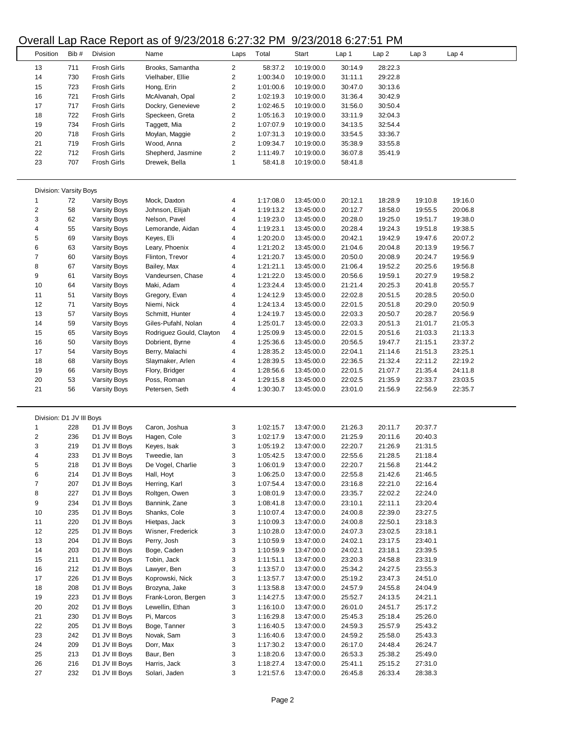# Overall Lap Race Report as of 9/23/2018 6:27:32 PM 9/23/2018 6:27:51 PM

| Position | Bib # | Division | Name | Laps | Total | Start | Lap 1 | Lap 2 | Lap 3 | Lap 4 |
|---|---|---|---|---|---|---|---|---|---|---|
| 13 | 711 | Frosh Girls | Brooks, Samantha | 2 | 58:37.2 | 10:19:00.0 | 30:14.9 | 28:22.3 | | |
| 14 | 730 | Frosh Girls | Vielhaber, Ellie | 2 | 1:00:34.0 | 10:19:00.0 | 31:11.1 | 29:22.8 | | |
| 15 | 723 | Frosh Girls | Hong, Erin | 2 | 1:01:00.6 | 10:19:00.0 | 30:47.0 | 30:13.6 | | |
| 16 | 721 | Frosh Girls | McAlvanah, Opal | 2 | 1:02:19.3 | 10:19:00.0 | 31:36.4 | 30:42.9 | | |
| 17 | 717 | Frosh Girls | Dockry, Genevieve | 2 | 1:02:46.5 | 10:19:00.0 | 31:56.0 | 30:50.4 | | |
| 18 | 722 | Frosh Girls | Speckeen, Greta | 2 | 1:05:16.3 | 10:19:00.0 | 33:11.9 | 32:04.3 | | |
| 19 | 734 | Frosh Girls | Taggett, Mia | 2 | 1:07:07.9 | 10:19:00.0 | 34:13.5 | 32:54.4 | | |
| 20 | 718 | Frosh Girls | Moylan, Maggie | 2 | 1:07:31.3 | 10:19:00.0 | 33:54.5 | 33:36.7 | | |
| 21 | 719 | Frosh Girls | Wood, Anna | 2 | 1:09:34.7 | 10:19:00.0 | 35:38.9 | 33:55.8 | | |
| 22 | 712 | Frosh Girls | Shepherd, Jasmine | 2 | 1:11:49.7 | 10:19:00.0 | 36:07.8 | 35:41.9 | | |
| 23 | 707 | Frosh Girls | Drewek, Bella | 1 | 58:41.8 | 10:19:00.0 | 58:41.8 | | | |

Division: Varsity Boys

| Position | Bib # | Division | Name | Laps | Total | Start | Lap 1 | Lap 2 | Lap 3 | Lap 4 |
|---|---|---|---|---|---|---|---|---|---|---|
| 1 | 72 | Varsity Boys | Mock, Daxton | 4 | 1:17:08.0 | 13:45:00.0 | 20:12.1 | 18:28.9 | 19:10.8 | 19:16.0 |
| 2 | 58 | Varsity Boys | Johnson, Elijah | 4 | 1:19:13.2 | 13:45:00.0 | 20:12.7 | 18:58.0 | 19:55.5 | 20:06.8 |
| 3 | 62 | Varsity Boys | Nelson, Pavel | 4 | 1:19:23.0 | 13:45:00.0 | 20:28.0 | 19:25.0 | 19:51.7 | 19:38.0 |
| 4 | 55 | Varsity Boys | Lemorande, Aidan | 4 | 1:19:23.1 | 13:45:00.0 | 20:28.4 | 19:24.3 | 19:51.8 | 19:38.5 |
| 5 | 69 | Varsity Boys | Keyes, Eli | 4 | 1:20:20.0 | 13:45:00.0 | 20:42.1 | 19:42.9 | 19:47.6 | 20:07.2 |
| 6 | 63 | Varsity Boys | Leary, Phoenix | 4 | 1:21:20.2 | 13:45:00.0 | 21:04.6 | 20:04.8 | 20:13.9 | 19:56.7 |
| 7 | 60 | Varsity Boys | Flinton, Trevor | 4 | 1:21:20.7 | 13:45:00.0 | 20:50.0 | 20:08.9 | 20:24.7 | 19:56.9 |
| 8 | 67 | Varsity Boys | Bailey, Max | 4 | 1:21:21.1 | 13:45:00.0 | 21:06.4 | 19:52.2 | 20:25.6 | 19:56.8 |
| 9 | 61 | Varsity Boys | Vandeursen, Chase | 4 | 1:21:22.0 | 13:45:00.0 | 20:56.6 | 19:59.1 | 20:27.9 | 19:58.2 |
| 10 | 64 | Varsity Boys | Maki, Adam | 4 | 1:23:24.4 | 13:45:00.0 | 21:21.4 | 20:25.3 | 20:41.8 | 20:55.7 |
| 11 | 51 | Varsity Boys | Gregory, Evan | 4 | 1:24:12.9 | 13:45:00.0 | 22:02.8 | 20:51.5 | 20:28.5 | 20:50.0 |
| 12 | 71 | Varsity Boys | Niemi, Nick | 4 | 1:24:13.4 | 13:45:00.0 | 22:01.5 | 20:51.8 | 20:29.0 | 20:50.9 |
| 13 | 57 | Varsity Boys | Schmitt, Hunter | 4 | 1:24:19.7 | 13:45:00.0 | 22:03.3 | 20:50.7 | 20:28.7 | 20:56.9 |
| 14 | 59 | Varsity Boys | Giles-Pufahl, Nolan | 4 | 1:25:01.7 | 13:45:00.0 | 22:03.3 | 20:51.3 | 21:01.7 | 21:05.3 |
| 15 | 65 | Varsity Boys | Rodriguez Gould, Clayton | 4 | 1:25:09.9 | 13:45:00.0 | 22:01.5 | 20:51.6 | 21:03.3 | 21:13.3 |
| 16 | 50 | Varsity Boys | Dobrient, Byrne | 4 | 1:25:36.6 | 13:45:00.0 | 20:56.5 | 19:47.7 | 21:15.1 | 23:37.2 |
| 17 | 54 | Varsity Boys | Berry, Malachi | 4 | 1:28:35.2 | 13:45:00.0 | 22:04.1 | 21:14.6 | 21:51.3 | 23:25.1 |
| 18 | 68 | Varsity Boys | Slaymaker, Arlen | 4 | 1:28:39.5 | 13:45:00.0 | 22:36.5 | 21:32.4 | 22:11.2 | 22:19.2 |
| 19 | 66 | Varsity Boys | Flory, Bridger | 4 | 1:28:56.6 | 13:45:00.0 | 22:01.5 | 21:07.7 | 21:35.4 | 24:11.8 |
| 20 | 53 | Varsity Boys | Poss, Roman | 4 | 1:29:15.8 | 13:45:00.0 | 22:02.5 | 21:35.9 | 22:33.7 | 23:03.5 |
| 21 | 56 | Varsity Boys | Petersen, Seth | 4 | 1:30:30.7 | 13:45:00.0 | 23:01.0 | 21:56.9 | 22:56.9 | 22:35.7 |

Division: D1 JV III Boys

| Position | Bib # | Division | Name | Laps | Total | Start | Lap 1 | Lap 2 | Lap 3 | Lap 4 |
|---|---|---|---|---|---|---|---|---|---|---|
| 1 | 228 | D1 JV III Boys | Caron, Joshua | 3 | 1:02:15.7 | 13:47:00.0 | 21:26.3 | 20:11.7 | 20:37.7 | |
| 2 | 236 | D1 JV III Boys | Hagen, Cole | 3 | 1:02:17.9 | 13:47:00.0 | 21:25.9 | 20:11.6 | 20:40.3 | |
| 3 | 219 | D1 JV III Boys | Keyes, Isak | 3 | 1:05:19.2 | 13:47:00.0 | 22:20.7 | 21:26.9 | 21:31.5 | |
| 4 | 233 | D1 JV III Boys | Tweedie, Ian | 3 | 1:05:42.5 | 13:47:00.0 | 22:55.6 | 21:28.5 | 21:18.4 | |
| 5 | 218 | D1 JV III Boys | De Vogel, Charlie | 3 | 1:06:01.9 | 13:47:00.0 | 22:20.7 | 21:56.8 | 21:44.2 | |
| 6 | 214 | D1 JV III Boys | Hall, Hoyt | 3 | 1:06:25.0 | 13:47:00.0 | 22:55.8 | 21:42.6 | 21:46.5 | |
| 7 | 207 | D1 JV III Boys | Herring, Karl | 3 | 1:07:54.4 | 13:47:00.0 | 23:16.8 | 22:21.0 | 22:16.4 | |
| 8 | 227 | D1 JV III Boys | Roltgen, Owen | 3 | 1:08:01.9 | 13:47:00.0 | 23:35.7 | 22:02.2 | 22:24.0 | |
| 9 | 234 | D1 JV III Boys | Bannink, Zane | 3 | 1:08:41.8 | 13:47:00.0 | 23:10.1 | 22:11.1 | 23:20.4 | |
| 10 | 235 | D1 JV III Boys | Shanks, Cole | 3 | 1:10:07.4 | 13:47:00.0 | 24:00.8 | 22:39.0 | 23:27.5 | |
| 11 | 220 | D1 JV III Boys | Hietpas, Jack | 3 | 1:10:09.3 | 13:47:00.0 | 24:00.8 | 22:50.1 | 23:18.3 | |
| 12 | 225 | D1 JV III Boys | Wisner, Frederick | 3 | 1:10:28.0 | 13:47:00.0 | 24:07.3 | 23:02.5 | 23:18.1 | |
| 13 | 204 | D1 JV III Boys | Perry, Josh | 3 | 1:10:59.9 | 13:47:00.0 | 24:02.1 | 23:17.5 | 23:40.1 | |
| 14 | 203 | D1 JV III Boys | Boge, Caden | 3 | 1:10:59.9 | 13:47:00.0 | 24:02.1 | 23:18.1 | 23:39.5 | |
| 15 | 211 | D1 JV III Boys | Tobin, Jack | 3 | 1:11:51.1 | 13:47:00.0 | 23:20.3 | 24:58.8 | 23:31.9 | |
| 16 | 212 | D1 JV III Boys | Lawyer, Ben | 3 | 1:13:57.0 | 13:47:00.0 | 25:34.2 | 24:27.5 | 23:55.3 | |
| 17 | 226 | D1 JV III Boys | Koprowski, Nick | 3 | 1:13:57.7 | 13:47:00.0 | 25:19.2 | 23:47.3 | 24:51.0 | |
| 18 | 208 | D1 JV III Boys | Brozyna, Jake | 3 | 1:13:58.8 | 13:47:00.0 | 24:57.9 | 24:55.8 | 24:04.9 | |
| 19 | 223 | D1 JV III Boys | Frank-Loron, Bergen | 3 | 1:14:27.5 | 13:47:00.0 | 25:52.7 | 24:13.5 | 24:21.1 | |
| 20 | 202 | D1 JV III Boys | Lewellin, Ethan | 3 | 1:16:10.0 | 13:47:00.0 | 26:01.0 | 24:51.7 | 25:17.2 | |
| 21 | 230 | D1 JV III Boys | Pi, Marcos | 3 | 1:16:29.8 | 13:47:00.0 | 25:45.3 | 25:18.4 | 25:26.0 | |
| 22 | 205 | D1 JV III Boys | Boge, Tanner | 3 | 1:16:40.5 | 13:47:00.0 | 24:59.3 | 25:57.9 | 25:43.2 | |
| 23 | 242 | D1 JV III Boys | Novak, Sam | 3 | 1:16:40.6 | 13:47:00.0 | 24:59.2 | 25:58.0 | 25:43.3 | |
| 24 | 209 | D1 JV III Boys | Dorr, Max | 3 | 1:17:30.2 | 13:47:00.0 | 26:17.0 | 24:48.4 | 26:24.7 | |
| 25 | 213 | D1 JV III Boys | Baur, Ben | 3 | 1:18:20.6 | 13:47:00.0 | 26:53.3 | 25:38.2 | 25:49.0 | |
| 26 | 216 | D1 JV III Boys | Harris, Jack | 3 | 1:18:27.4 | 13:47:00.0 | 25:41.1 | 25:15.2 | 27:31.0 | |
| 27 | 232 | D1 JV III Boys | Solari, Jaden | 3 | 1:21:57.6 | 13:47:00.0 | 26:45.8 | 26:33.4 | 28:38.3 | |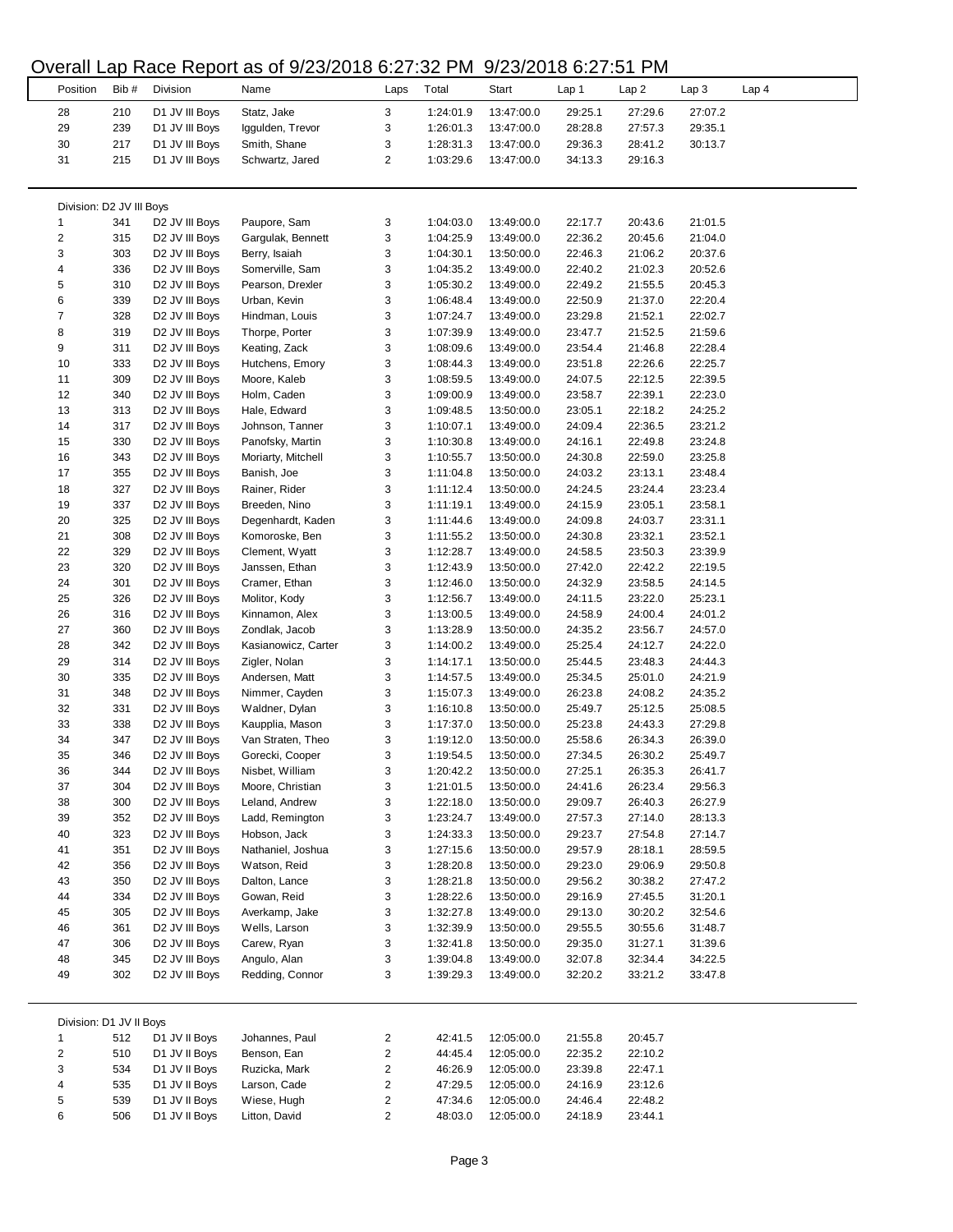# Overall Lap Race Report as of 9/23/2018 6:27:32 PM 9/23/2018 6:27:51 PM

| Position | Bib # | Division | Name | Laps | Total | Start | Lap 1 | Lap 2 | Lap 3 | Lap 4 |
|---|---|---|---|---|---|---|---|---|---|---|
| 28 | 210 | D1 JV III Boys | Statz, Jake | 3 | 1:24:01.9 | 13:47:00.0 | 29:25.1 | 27:29.6 | 27:07.2 | |
| 29 | 239 | D1 JV III Boys | Iggulden, Trevor | 3 | 1:26:01.3 | 13:47:00.0 | 28:28.8 | 27:57.3 | 29:35.1 | |
| 30 | 217 | D1 JV III Boys | Smith, Shane | 3 | 1:28:31.3 | 13:47:00.0 | 29:36.3 | 28:41.2 | 30:13.7 | |
| 31 | 215 | D1 JV III Boys | Schwartz, Jared | 2 | 1:03:29.6 | 13:47:00.0 | 34:13.3 | 29:16.3 | | |

Division: D2 JV III Boys

| Position | Bib # | Division | Name | Laps | Total | Start | Lap 1 | Lap 2 | Lap 3 | Lap 4 |
|---|---|---|---|---|---|---|---|---|---|---|
| 1 | 341 | D2 JV III Boys | Paupore, Sam | 3 | 1:04:03.0 | 13:49:00.0 | 22:17.7 | 20:43.6 | 21:01.5 | |
| 2 | 315 | D2 JV III Boys | Gargulak, Bennett | 3 | 1:04:25.9 | 13:49:00.0 | 22:36.2 | 20:45.6 | 21:04.0 | |
| 3 | 303 | D2 JV III Boys | Berry, Isaiah | 3 | 1:04:30.1 | 13:50:00.0 | 22:46.3 | 21:06.2 | 20:37.6 | |
| 4 | 336 | D2 JV III Boys | Somerville, Sam | 3 | 1:04:35.2 | 13:49:00.0 | 22:40.2 | 21:02.3 | 20:52.6 | |
| 5 | 310 | D2 JV III Boys | Pearson, Drexler | 3 | 1:05:30.2 | 13:49:00.0 | 22:49.2 | 21:55.5 | 20:45.3 | |
| 6 | 339 | D2 JV III Boys | Urban, Kevin | 3 | 1:06:48.4 | 13:49:00.0 | 22:50.9 | 21:37.0 | 22:20.4 | |
| 7 | 328 | D2 JV III Boys | Hindman, Louis | 3 | 1:07:24.7 | 13:49:00.0 | 23:29.8 | 21:52.1 | 22:02.7 | |
| 8 | 319 | D2 JV III Boys | Thorpe, Porter | 3 | 1:07:39.9 | 13:49:00.0 | 23:47.7 | 21:52.5 | 21:59.6 | |
| 9 | 311 | D2 JV III Boys | Keating, Zack | 3 | 1:08:09.6 | 13:49:00.0 | 23:54.4 | 21:46.8 | 22:28.4 | |
| 10 | 333 | D2 JV III Boys | Hutchens, Emory | 3 | 1:08:44.3 | 13:49:00.0 | 23:51.8 | 22:26.6 | 22:25.7 | |
| 11 | 309 | D2 JV III Boys | Moore, Kaleb | 3 | 1:08:59.5 | 13:49:00.0 | 24:07.5 | 22:12.5 | 22:39.5 | |
| 12 | 340 | D2 JV III Boys | Holm, Caden | 3 | 1:09:00.9 | 13:49:00.0 | 23:58.7 | 22:39.1 | 22:23.0 | |
| 13 | 313 | D2 JV III Boys | Hale, Edward | 3 | 1:09:48.5 | 13:50:00.0 | 23:05.1 | 22:18.2 | 24:25.2 | |
| 14 | 317 | D2 JV III Boys | Johnson, Tanner | 3 | 1:10:07.1 | 13:49:00.0 | 24:09.4 | 22:36.5 | 23:21.2 | |
| 15 | 330 | D2 JV III Boys | Panofsky, Martin | 3 | 1:10:30.8 | 13:49:00.0 | 24:16.1 | 22:49.8 | 23:24.8 | |
| 16 | 343 | D2 JV III Boys | Moriarty, Mitchell | 3 | 1:10:55.7 | 13:50:00.0 | 24:30.8 | 22:59.0 | 23:25.8 | |
| 17 | 355 | D2 JV III Boys | Banish, Joe | 3 | 1:11:04.8 | 13:50:00.0 | 24:03.2 | 23:13.1 | 23:48.4 | |
| 18 | 327 | D2 JV III Boys | Rainer, Rider | 3 | 1:11:12.4 | 13:50:00.0 | 24:24.5 | 23:24.4 | 23:23.4 | |
| 19 | 337 | D2 JV III Boys | Breeden, Nino | 3 | 1:11:19.1 | 13:49:00.0 | 24:15.9 | 23:05.1 | 23:58.1 | |
| 20 | 325 | D2 JV III Boys | Degenhardt, Kaden | 3 | 1:11:44.6 | 13:49:00.0 | 24:09.8 | 24:03.7 | 23:31.1 | |
| 21 | 308 | D2 JV III Boys | Komoroske, Ben | 3 | 1:11:55.2 | 13:50:00.0 | 24:30.8 | 23:32.1 | 23:52.1 | |
| 22 | 329 | D2 JV III Boys | Clement, Wyatt | 3 | 1:12:28.7 | 13:49:00.0 | 24:58.5 | 23:50.3 | 23:39.9 | |
| 23 | 320 | D2 JV III Boys | Janssen, Ethan | 3 | 1:12:43.9 | 13:50:00.0 | 27:42.0 | 22:42.2 | 22:19.5 | |
| 24 | 301 | D2 JV III Boys | Cramer, Ethan | 3 | 1:12:46.0 | 13:50:00.0 | 24:32.9 | 23:58.5 | 24:14.5 | |
| 25 | 326 | D2 JV III Boys | Molitor, Kody | 3 | 1:12:56.7 | 13:49:00.0 | 24:11.5 | 23:22.0 | 25:23.1 | |
| 26 | 316 | D2 JV III Boys | Kinnamon, Alex | 3 | 1:13:00.5 | 13:49:00.0 | 24:58.9 | 24:00.4 | 24:01.2 | |
| 27 | 360 | D2 JV III Boys | Zondlak, Jacob | 3 | 1:13:28.9 | 13:50:00.0 | 24:35.2 | 23:56.7 | 24:57.0 | |
| 28 | 342 | D2 JV III Boys | Kasianowicz, Carter | 3 | 1:14:00.2 | 13:49:00.0 | 25:25.4 | 24:12.7 | 24:22.0 | |
| 29 | 314 | D2 JV III Boys | Zigler, Nolan | 3 | 1:14:17.1 | 13:50:00.0 | 25:44.5 | 23:48.3 | 24:44.3 | |
| 30 | 335 | D2 JV III Boys | Andersen, Matt | 3 | 1:14:57.5 | 13:49:00.0 | 25:34.5 | 25:01.0 | 24:21.9 | |
| 31 | 348 | D2 JV III Boys | Nimmer, Cayden | 3 | 1:15:07.3 | 13:49:00.0 | 26:23.8 | 24:08.2 | 24:35.2 | |
| 32 | 331 | D2 JV III Boys | Waldner, Dylan | 3 | 1:16:10.8 | 13:50:00.0 | 25:49.7 | 25:12.5 | 25:08.5 | |
| 33 | 338 | D2 JV III Boys | Kaupplia, Mason | 3 | 1:17:37.0 | 13:50:00.0 | 25:23.8 | 24:43.3 | 27:29.8 | |
| 34 | 347 | D2 JV III Boys | Van Straten, Theo | 3 | 1:19:12.0 | 13:50:00.0 | 25:58.6 | 26:34.3 | 26:39.0 | |
| 35 | 346 | D2 JV III Boys | Gorecki, Cooper | 3 | 1:19:54.5 | 13:50:00.0 | 27:34.5 | 26:30.2 | 25:49.7 | |
| 36 | 344 | D2 JV III Boys | Nisbet, William | 3 | 1:20:42.2 | 13:50:00.0 | 27:25.1 | 26:35.3 | 26:41.7 | |
| 37 | 304 | D2 JV III Boys | Moore, Christian | 3 | 1:21:01.5 | 13:50:00.0 | 24:41.6 | 26:23.4 | 29:56.3 | |
| 38 | 300 | D2 JV III Boys | Leland, Andrew | 3 | 1:22:18.0 | 13:50:00.0 | 29:09.7 | 26:40.3 | 26:27.9 | |
| 39 | 352 | D2 JV III Boys | Ladd, Remington | 3 | 1:23:24.7 | 13:49:00.0 | 27:57.3 | 27:14.0 | 28:13.3 | |
| 40 | 323 | D2 JV III Boys | Hobson, Jack | 3 | 1:24:33.3 | 13:50:00.0 | 29:23.7 | 27:54.8 | 27:14.7 | |
| 41 | 351 | D2 JV III Boys | Nathaniel, Joshua | 3 | 1:27:15.6 | 13:50:00.0 | 29:57.9 | 28:18.1 | 28:59.5 | |
| 42 | 356 | D2 JV III Boys | Watson, Reid | 3 | 1:28:20.8 | 13:50:00.0 | 29:23.0 | 29:06.9 | 29:50.8 | |
| 43 | 350 | D2 JV III Boys | Dalton, Lance | 3 | 1:28:21.8 | 13:50:00.0 | 29:56.2 | 30:38.2 | 27:47.2 | |
| 44 | 334 | D2 JV III Boys | Gowan, Reid | 3 | 1:28:22.6 | 13:50:00.0 | 29:16.9 | 27:45.5 | 31:20.1 | |
| 45 | 305 | D2 JV III Boys | Averkamp, Jake | 3 | 1:32:27.8 | 13:49:00.0 | 29:13.0 | 30:20.2 | 32:54.6 | |
| 46 | 361 | D2 JV III Boys | Wells, Larson | 3 | 1:32:39.9 | 13:50:00.0 | 29:55.5 | 30:55.6 | 31:48.7 | |
| 47 | 306 | D2 JV III Boys | Carew, Ryan | 3 | 1:32:41.8 | 13:50:00.0 | 29:35.0 | 31:27.1 | 31:39.6 | |
| 48 | 345 | D2 JV III Boys | Angulo, Alan | 3 | 1:39:04.8 | 13:49:00.0 | 32:07.8 | 32:34.4 | 34:22.5 | |
| 49 | 302 | D2 JV III Boys | Redding, Connor | 3 | 1:39:29.3 | 13:49:00.0 | 32:20.2 | 33:21.2 | 33:47.8 | |

Division: D1 JV II Boys

| Position | Bib # | Division | Name | Laps | Total | Start | Lap 1 | Lap 2 | Lap 3 | Lap 4 |
|---|---|---|---|---|---|---|---|---|---|---|
| 1 | 512 | D1 JV II Boys | Johannes, Paul | 2 | 42:41.5 | 12:05:00.0 | 21:55.8 | 20:45.7 | | |
| 2 | 510 | D1 JV II Boys | Benson, Ean | 2 | 44:45.4 | 12:05:00.0 | 22:35.2 | 22:10.2 | | |
| 3 | 534 | D1 JV II Boys | Ruzicka, Mark | 2 | 46:26.9 | 12:05:00.0 | 23:39.8 | 22:47.1 | | |
| 4 | 535 | D1 JV II Boys | Larson, Cade | 2 | 47:29.5 | 12:05:00.0 | 24:16.9 | 23:12.6 | | |
| 5 | 539 | D1 JV II Boys | Wiese, Hugh | 2 | 47:34.6 | 12:05:00.0 | 24:46.4 | 22:48.2 | | |
| 6 | 506 | D1 JV II Boys | Litton, David | 2 | 48:03.0 | 12:05:00.0 | 24:18.9 | 23:44.1 | | |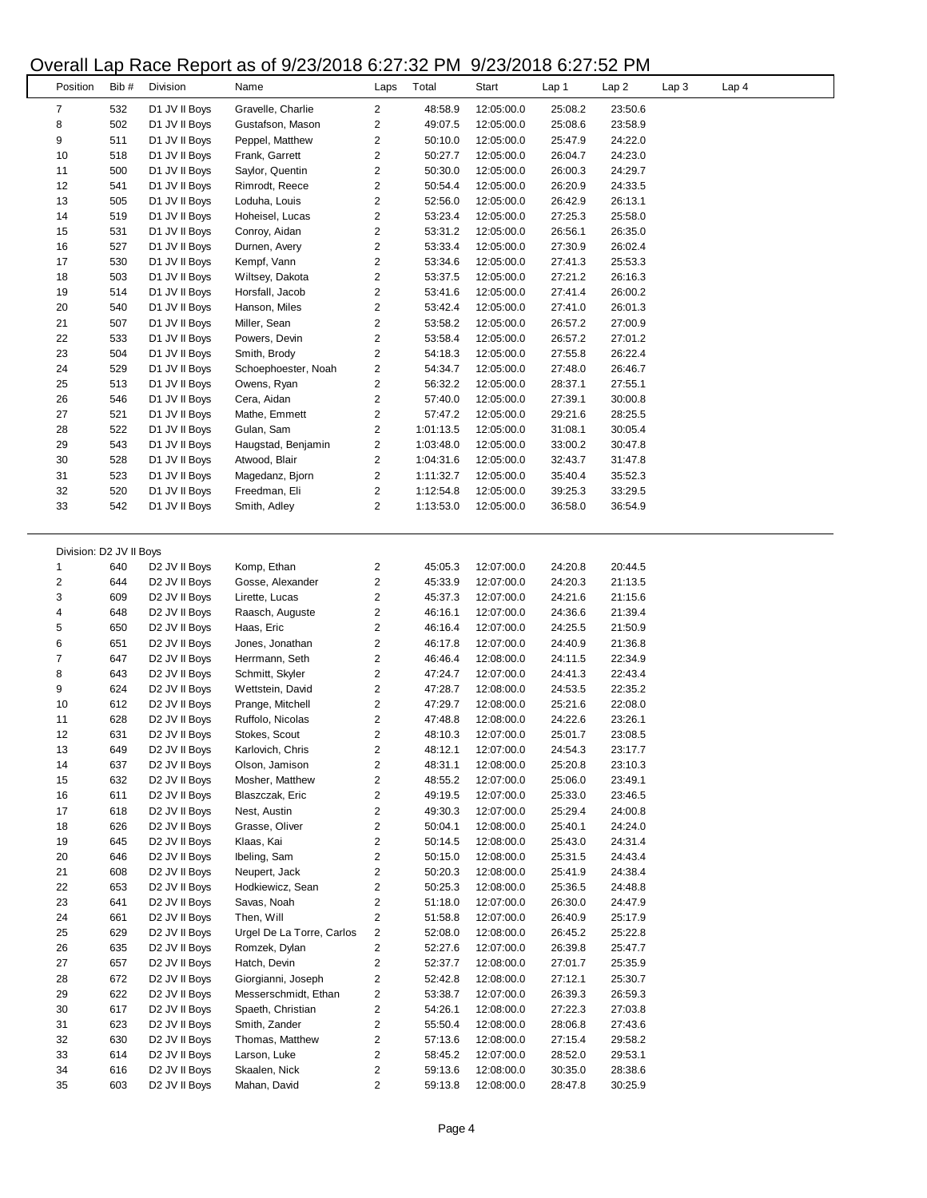# Overall Lap Race Report as of 9/23/2018 6:27:32 PM 9/23/2018 6:27:52 PM

| Position | Bib # | Division | Name | Laps | Total | Start | Lap 1 | Lap 2 | Lap 3 | Lap 4 |
|---|---|---|---|---|---|---|---|---|---|---|
| 7 | 532 | D1 JV II Boys | Gravelle, Charlie | 2 | 48:58.9 | 12:05:00.0 | 25:08.2 | 23:50.6 | | |
| 8 | 502 | D1 JV II Boys | Gustafson, Mason | 2 | 49:07.5 | 12:05:00.0 | 25:08.6 | 23:58.9 | | |
| 9 | 511 | D1 JV II Boys | Peppel, Matthew | 2 | 50:10.0 | 12:05:00.0 | 25:47.9 | 24:22.0 | | |
| 10 | 518 | D1 JV II Boys | Frank, Garrett | 2 | 50:27.7 | 12:05:00.0 | 26:04.7 | 24:23.0 | | |
| 11 | 500 | D1 JV II Boys | Saylor, Quentin | 2 | 50:30.0 | 12:05:00.0 | 26:00.3 | 24:29.7 | | |
| 12 | 541 | D1 JV II Boys | Rimrodt, Reece | 2 | 50:54.4 | 12:05:00.0 | 26:20.9 | 24:33.5 | | |
| 13 | 505 | D1 JV II Boys | Loduha, Louis | 2 | 52:56.0 | 12:05:00.0 | 26:42.9 | 26:13.1 | | |
| 14 | 519 | D1 JV II Boys | Hoheisel, Lucas | 2 | 53:23.4 | 12:05:00.0 | 27:25.3 | 25:58.0 | | |
| 15 | 531 | D1 JV II Boys | Conroy, Aidan | 2 | 53:31.2 | 12:05:00.0 | 26:56.1 | 26:35.0 | | |
| 16 | 527 | D1 JV II Boys | Durnen, Avery | 2 | 53:33.4 | 12:05:00.0 | 27:30.9 | 26:02.4 | | |
| 17 | 530 | D1 JV II Boys | Kempf, Vann | 2 | 53:34.6 | 12:05:00.0 | 27:41.3 | 25:53.3 | | |
| 18 | 503 | D1 JV II Boys | Wiltsey, Dakota | 2 | 53:37.5 | 12:05:00.0 | 27:21.2 | 26:16.3 | | |
| 19 | 514 | D1 JV II Boys | Horsfall, Jacob | 2 | 53:41.6 | 12:05:00.0 | 27:41.4 | 26:00.2 | | |
| 20 | 540 | D1 JV II Boys | Hanson, Miles | 2 | 53:42.4 | 12:05:00.0 | 27:41.0 | 26:01.3 | | |
| 21 | 507 | D1 JV II Boys | Miller, Sean | 2 | 53:58.2 | 12:05:00.0 | 26:57.2 | 27:00.9 | | |
| 22 | 533 | D1 JV II Boys | Powers, Devin | 2 | 53:58.4 | 12:05:00.0 | 26:57.2 | 27:01.2 | | |
| 23 | 504 | D1 JV II Boys | Smith, Brody | 2 | 54:18.3 | 12:05:00.0 | 27:55.8 | 26:22.4 | | |
| 24 | 529 | D1 JV II Boys | Schoephoester, Noah | 2 | 54:34.7 | 12:05:00.0 | 27:48.0 | 26:46.7 | | |
| 25 | 513 | D1 JV II Boys | Owens, Ryan | 2 | 56:32.2 | 12:05:00.0 | 28:37.1 | 27:55.1 | | |
| 26 | 546 | D1 JV II Boys | Cera, Aidan | 2 | 57:40.0 | 12:05:00.0 | 27:39.1 | 30:00.8 | | |
| 27 | 521 | D1 JV II Boys | Mathe, Emmett | 2 | 57:47.2 | 12:05:00.0 | 29:21.6 | 28:25.5 | | |
| 28 | 522 | D1 JV II Boys | Gulan, Sam | 2 | 1:01:13.5 | 12:05:00.0 | 31:08.1 | 30:05.4 | | |
| 29 | 543 | D1 JV II Boys | Haugstad, Benjamin | 2 | 1:03:48.0 | 12:05:00.0 | 33:00.2 | 30:47.8 | | |
| 30 | 528 | D1 JV II Boys | Atwood, Blair | 2 | 1:04:31.6 | 12:05:00.0 | 32:43.7 | 31:47.8 | | |
| 31 | 523 | D1 JV II Boys | Magedanz, Bjorn | 2 | 1:11:32.7 | 12:05:00.0 | 35:40.4 | 35:52.3 | | |
| 32 | 520 | D1 JV II Boys | Freedman, Eli | 2 | 1:12:54.8 | 12:05:00.0 | 39:25.3 | 33:29.5 | | |
| 33 | 542 | D1 JV II Boys | Smith, Adley | 2 | 1:13:53.0 | 12:05:00.0 | 36:58.0 | 36:54.9 | | |

Division: D2 JV II Boys

| Position | Bib # | Division | Name | Laps | Total | Start | Lap 1 | Lap 2 | Lap 3 | Lap 4 |
|---|---|---|---|---|---|---|---|---|---|---|
| 1 | 640 | D2 JV II Boys | Komp, Ethan | 2 | 45:05.3 | 12:07:00.0 | 24:20.8 | 20:44.5 | | |
| 2 | 644 | D2 JV II Boys | Gosse, Alexander | 2 | 45:33.9 | 12:07:00.0 | 24:20.3 | 21:13.5 | | |
| 3 | 609 | D2 JV II Boys | Lirette, Lucas | 2 | 45:37.3 | 12:07:00.0 | 24:21.6 | 21:15.6 | | |
| 4 | 648 | D2 JV II Boys | Raasch, Auguste | 2 | 46:16.1 | 12:07:00.0 | 24:36.6 | 21:39.4 | | |
| 5 | 650 | D2 JV II Boys | Haas, Eric | 2 | 46:16.4 | 12:07:00.0 | 24:25.5 | 21:50.9 | | |
| 6 | 651 | D2 JV II Boys | Jones, Jonathan | 2 | 46:17.8 | 12:07:00.0 | 24:40.9 | 21:36.8 | | |
| 7 | 647 | D2 JV II Boys | Herrmann, Seth | 2 | 46:46.4 | 12:08:00.0 | 24:11.5 | 22:34.9 | | |
| 8 | 643 | D2 JV II Boys | Schmitt, Skyler | 2 | 47:24.7 | 12:07:00.0 | 24:41.3 | 22:43.4 | | |
| 9 | 624 | D2 JV II Boys | Wettstein, David | 2 | 47:28.7 | 12:08:00.0 | 24:53.5 | 22:35.2 | | |
| 10 | 612 | D2 JV II Boys | Prange, Mitchell | 2 | 47:29.7 | 12:08:00.0 | 25:21.6 | 22:08.0 | | |
| 11 | 628 | D2 JV II Boys | Ruffolo, Nicolas | 2 | 47:48.8 | 12:08:00.0 | 24:22.6 | 23:26.1 | | |
| 12 | 631 | D2 JV II Boys | Stokes, Scout | 2 | 48:10.3 | 12:07:00.0 | 25:01.7 | 23:08.5 | | |
| 13 | 649 | D2 JV II Boys | Karlovich, Chris | 2 | 48:12.1 | 12:07:00.0 | 24:54.3 | 23:17.7 | | |
| 14 | 637 | D2 JV II Boys | Olson, Jamison | 2 | 48:31.1 | 12:08:00.0 | 25:20.8 | 23:10.3 | | |
| 15 | 632 | D2 JV II Boys | Mosher, Matthew | 2 | 48:55.2 | 12:07:00.0 | 25:06.0 | 23:49.1 | | |
| 16 | 611 | D2 JV II Boys | Blaszczak, Eric | 2 | 49:19.5 | 12:07:00.0 | 25:33.0 | 23:46.5 | | |
| 17 | 618 | D2 JV II Boys | Nest, Austin | 2 | 49:30.3 | 12:07:00.0 | 25:29.4 | 24:00.8 | | |
| 18 | 626 | D2 JV II Boys | Grasse, Oliver | 2 | 50:04.1 | 12:08:00.0 | 25:40.1 | 24:24.0 | | |
| 19 | 645 | D2 JV II Boys | Klaas, Kai | 2 | 50:14.5 | 12:08:00.0 | 25:43.0 | 24:31.4 | | |
| 20 | 646 | D2 JV II Boys | Ibeling, Sam | 2 | 50:15.0 | 12:08:00.0 | 25:31.5 | 24:43.4 | | |
| 21 | 608 | D2 JV II Boys | Neupert, Jack | 2 | 50:20.3 | 12:08:00.0 | 25:41.9 | 24:38.4 | | |
| 22 | 653 | D2 JV II Boys | Hodkiewicz, Sean | 2 | 50:25.3 | 12:08:00.0 | 25:36.5 | 24:48.8 | | |
| 23 | 641 | D2 JV II Boys | Savas, Noah | 2 | 51:18.0 | 12:07:00.0 | 26:30.0 | 24:47.9 | | |
| 24 | 661 | D2 JV II Boys | Then, Will | 2 | 51:58.8 | 12:07:00.0 | 26:40.9 | 25:17.9 | | |
| 25 | 629 | D2 JV II Boys | Urgel De La Torre, Carlos | 2 | 52:08.0 | 12:08:00.0 | 26:45.2 | 25:22.8 | | |
| 26 | 635 | D2 JV II Boys | Romzek, Dylan | 2 | 52:27.6 | 12:07:00.0 | 26:39.8 | 25:47.7 | | |
| 27 | 657 | D2 JV II Boys | Hatch, Devin | 2 | 52:37.7 | 12:08:00.0 | 27:01.7 | 25:35.9 | | |
| 28 | 672 | D2 JV II Boys | Giorgianni, Joseph | 2 | 52:42.8 | 12:08:00.0 | 27:12.1 | 25:30.7 | | |
| 29 | 622 | D2 JV II Boys | Messerschmidt, Ethan | 2 | 53:38.7 | 12:07:00.0 | 26:39.3 | 26:59.3 | | |
| 30 | 617 | D2 JV II Boys | Spaeth, Christian | 2 | 54:26.1 | 12:08:00.0 | 27:22.3 | 27:03.8 | | |
| 31 | 623 | D2 JV II Boys | Smith, Zander | 2 | 55:50.4 | 12:08:00.0 | 28:06.8 | 27:43.6 | | |
| 32 | 630 | D2 JV II Boys | Thomas, Matthew | 2 | 57:13.6 | 12:08:00.0 | 27:15.4 | 29:58.2 | | |
| 33 | 614 | D2 JV II Boys | Larson, Luke | 2 | 58:45.2 | 12:07:00.0 | 28:52.0 | 29:53.1 | | |
| 34 | 616 | D2 JV II Boys | Skaalen, Nick | 2 | 59:13.6 | 12:08:00.0 | 30:35.0 | 28:38.6 | | |
| 35 | 603 | D2 JV II Boys | Mahan, David | 2 | 59:13.8 | 12:08:00.0 | 28:47.8 | 30:25.9 | | |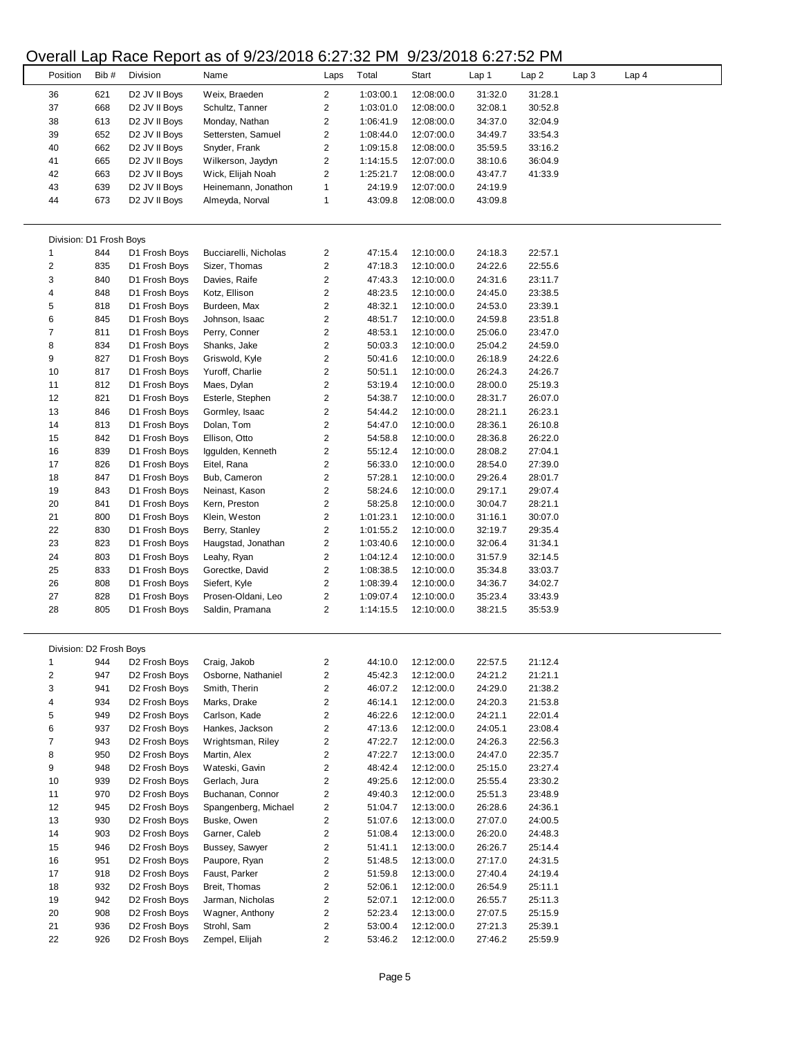# Overall Lap Race Report as of 9/23/2018 6:27:32 PM 9/23/2018 6:27:52 PM

| Position | Bib # | Division | Name | Laps | Total | Start | Lap 1 | Lap 2 | Lap 3 | Lap 4 |
|---|---|---|---|---|---|---|---|---|---|---|
| 36 | 621 | D2 JV II Boys | Weix, Braeden | 2 | 1:03:00.1 | 12:08:00.0 | 31:32.0 | 31:28.1 | | |
| 37 | 668 | D2 JV II Boys | Schultz, Tanner | 2 | 1:03:01.0 | 12:08:00.0 | 32:08.1 | 30:52.8 | | |
| 38 | 613 | D2 JV II Boys | Monday, Nathan | 2 | 1:06:41.9 | 12:08:00.0 | 34:37.0 | 32:04.9 | | |
| 39 | 652 | D2 JV II Boys | Settersten, Samuel | 2 | 1:08:44.0 | 12:07:00.0 | 34:49.7 | 33:54.3 | | |
| 40 | 662 | D2 JV II Boys | Snyder, Frank | 2 | 1:09:15.8 | 12:08:00.0 | 35:59.5 | 33:16.2 | | |
| 41 | 665 | D2 JV II Boys | Wilkerson, Jaydyn | 2 | 1:14:15.5 | 12:07:00.0 | 38:10.6 | 36:04.9 | | |
| 42 | 663 | D2 JV II Boys | Wick, Elijah Noah | 2 | 1:25:21.7 | 12:08:00.0 | 43:47.7 | 41:33.9 | | |
| 43 | 639 | D2 JV II Boys | Heinemann, Jonathon | 1 | 24:19.9 | 12:07:00.0 | 24:19.9 | | | |
| 44 | 673 | D2 JV II Boys | Almeyda, Norval | 1 | 43:09.8 | 12:08:00.0 | 43:09.8 | | | |

Division: D1 Frosh Boys

| Position | Bib # | Division | Name | Laps | Total | Start | Lap 1 | Lap 2 | Lap 3 | Lap 4 |
|---|---|---|---|---|---|---|---|---|---|---|
| 1 | 844 | D1 Frosh Boys | Bucciarelli, Nicholas | 2 | 47:15.4 | 12:10:00.0 | 24:18.3 | 22:57.1 | | |
| 2 | 835 | D1 Frosh Boys | Sizer, Thomas | 2 | 47:18.3 | 12:10:00.0 | 24:22.6 | 22:55.6 | | |
| 3 | 840 | D1 Frosh Boys | Davies, Raife | 2 | 47:43.3 | 12:10:00.0 | 24:31.6 | 23:11.7 | | |
| 4 | 848 | D1 Frosh Boys | Kotz, Ellison | 2 | 48:23.5 | 12:10:00.0 | 24:45.0 | 23:38.5 | | |
| 5 | 818 | D1 Frosh Boys | Burdeen, Max | 2 | 48:32.1 | 12:10:00.0 | 24:53.0 | 23:39.1 | | |
| 6 | 845 | D1 Frosh Boys | Johnson, Isaac | 2 | 48:51.7 | 12:10:00.0 | 24:59.8 | 23:51.8 | | |
| 7 | 811 | D1 Frosh Boys | Perry, Conner | 2 | 48:53.1 | 12:10:00.0 | 25:06.0 | 23:47.0 | | |
| 8 | 834 | D1 Frosh Boys | Shanks, Jake | 2 | 50:03.3 | 12:10:00.0 | 25:04.2 | 24:59.0 | | |
| 9 | 827 | D1 Frosh Boys | Griswold, Kyle | 2 | 50:41.6 | 12:10:00.0 | 26:18.9 | 24:22.6 | | |
| 10 | 817 | D1 Frosh Boys | Yuroff, Charlie | 2 | 50:51.1 | 12:10:00.0 | 26:24.3 | 24:26.7 | | |
| 11 | 812 | D1 Frosh Boys | Maes, Dylan | 2 | 53:19.4 | 12:10:00.0 | 28:00.0 | 25:19.3 | | |
| 12 | 821 | D1 Frosh Boys | Esterle, Stephen | 2 | 54:38.7 | 12:10:00.0 | 28:31.7 | 26:07.0 | | |
| 13 | 846 | D1 Frosh Boys | Gormley, Isaac | 2 | 54:44.2 | 12:10:00.0 | 28:21.1 | 26:23.1 | | |
| 14 | 813 | D1 Frosh Boys | Dolan, Tom | 2 | 54:47.0 | 12:10:00.0 | 28:36.1 | 26:10.8 | | |
| 15 | 842 | D1 Frosh Boys | Ellison, Otto | 2 | 54:58.8 | 12:10:00.0 | 28:36.8 | 26:22.0 | | |
| 16 | 839 | D1 Frosh Boys | Iggulden, Kenneth | 2 | 55:12.4 | 12:10:00.0 | 28:08.2 | 27:04.1 | | |
| 17 | 826 | D1 Frosh Boys | Eitel, Rana | 2 | 56:33.0 | 12:10:00.0 | 28:54.0 | 27:39.0 | | |
| 18 | 847 | D1 Frosh Boys | Bub, Cameron | 2 | 57:28.1 | 12:10:00.0 | 29:26.4 | 28:01.7 | | |
| 19 | 843 | D1 Frosh Boys | Neinast, Kason | 2 | 58:24.6 | 12:10:00.0 | 29:17.1 | 29:07.4 | | |
| 20 | 841 | D1 Frosh Boys | Kern, Preston | 2 | 58:25.8 | 12:10:00.0 | 30:04.7 | 28:21.1 | | |
| 21 | 800 | D1 Frosh Boys | Klein, Weston | 2 | 1:01:23.1 | 12:10:00.0 | 31:16.1 | 30:07.0 | | |
| 22 | 830 | D1 Frosh Boys | Berry, Stanley | 2 | 1:01:55.2 | 12:10:00.0 | 32:19.7 | 29:35.4 | | |
| 23 | 823 | D1 Frosh Boys | Haugstad, Jonathan | 2 | 1:03:40.6 | 12:10:00.0 | 32:06.4 | 31:34.1 | | |
| 24 | 803 | D1 Frosh Boys | Leahy, Ryan | 2 | 1:04:12.4 | 12:10:00.0 | 31:57.9 | 32:14.5 | | |
| 25 | 833 | D1 Frosh Boys | Gorectke, David | 2 | 1:08:38.5 | 12:10:00.0 | 35:34.8 | 33:03.7 | | |
| 26 | 808 | D1 Frosh Boys | Siefert, Kyle | 2 | 1:08:39.4 | 12:10:00.0 | 34:36.7 | 34:02.7 | | |
| 27 | 828 | D1 Frosh Boys | Prosen-Oldani, Leo | 2 | 1:09:07.4 | 12:10:00.0 | 35:23.4 | 33:43.9 | | |
| 28 | 805 | D1 Frosh Boys | Saldin, Pramana | 2 | 1:14:15.5 | 12:10:00.0 | 38:21.5 | 35:53.9 | | |

Division: D2 Frosh Boys

| Position | Bib # | Division | Name | Laps | Total | Start | Lap 1 | Lap 2 | Lap 3 | Lap 4 |
|---|---|---|---|---|---|---|---|---|---|---|
| 1 | 944 | D2 Frosh Boys | Craig, Jakob | 2 | 44:10.0 | 12:12:00.0 | 22:57.5 | 21:12.4 | | |
| 2 | 947 | D2 Frosh Boys | Osborne, Nathaniel | 2 | 45:42.3 | 12:12:00.0 | 24:21.2 | 21:21.1 | | |
| 3 | 941 | D2 Frosh Boys | Smith, Therin | 2 | 46:07.2 | 12:12:00.0 | 24:29.0 | 21:38.2 | | |
| 4 | 934 | D2 Frosh Boys | Marks, Drake | 2 | 46:14.1 | 12:12:00.0 | 24:20.3 | 21:53.8 | | |
| 5 | 949 | D2 Frosh Boys | Carlson, Kade | 2 | 46:22.6 | 12:12:00.0 | 24:21.1 | 22:01.4 | | |
| 6 | 937 | D2 Frosh Boys | Hankes, Jackson | 2 | 47:13.6 | 12:12:00.0 | 24:05.1 | 23:08.4 | | |
| 7 | 943 | D2 Frosh Boys | Wrightsman, Riley | 2 | 47:22.7 | 12:12:00.0 | 24:26.3 | 22:56.3 | | |
| 8 | 950 | D2 Frosh Boys | Martin, Alex | 2 | 47:22.7 | 12:13:00.0 | 24:47.0 | 22:35.7 | | |
| 9 | 948 | D2 Frosh Boys | Wateski, Gavin | 2 | 48:42.4 | 12:12:00.0 | 25:15.0 | 23:27.4 | | |
| 10 | 939 | D2 Frosh Boys | Gerlach, Jura | 2 | 49:25.6 | 12:12:00.0 | 25:55.4 | 23:30.2 | | |
| 11 | 970 | D2 Frosh Boys | Buchanan, Connor | 2 | 49:40.3 | 12:12:00.0 | 25:51.3 | 23:48.9 | | |
| 12 | 945 | D2 Frosh Boys | Spangenberg, Michael | 2 | 51:04.7 | 12:13:00.0 | 26:28.6 | 24:36.1 | | |
| 13 | 930 | D2 Frosh Boys | Buske, Owen | 2 | 51:07.6 | 12:13:00.0 | 27:07.0 | 24:00.5 | | |
| 14 | 903 | D2 Frosh Boys | Garner, Caleb | 2 | 51:08.4 | 12:13:00.0 | 26:20.0 | 24:48.3 | | |
| 15 | 946 | D2 Frosh Boys | Bussey, Sawyer | 2 | 51:41.1 | 12:13:00.0 | 26:26.7 | 25:14.4 | | |
| 16 | 951 | D2 Frosh Boys | Paupore, Ryan | 2 | 51:48.5 | 12:13:00.0 | 27:17.0 | 24:31.5 | | |
| 17 | 918 | D2 Frosh Boys | Faust, Parker | 2 | 51:59.8 | 12:13:00.0 | 27:40.4 | 24:19.4 | | |
| 18 | 932 | D2 Frosh Boys | Breit, Thomas | 2 | 52:06.1 | 12:12:00.0 | 26:54.9 | 25:11.1 | | |
| 19 | 942 | D2 Frosh Boys | Jarman, Nicholas | 2 | 52:07.1 | 12:12:00.0 | 26:55.7 | 25:11.3 | | |
| 20 | 908 | D2 Frosh Boys | Wagner, Anthony | 2 | 52:23.4 | 12:13:00.0 | 27:07.5 | 25:15.9 | | |
| 21 | 936 | D2 Frosh Boys | Strohl, Sam | 2 | 53:00.4 | 12:12:00.0 | 27:21.3 | 25:39.1 | | |
| 22 | 926 | D2 Frosh Boys | Zempel, Elijah | 2 | 53:46.2 | 12:12:00.0 | 27:46.2 | 25:59.9 | | |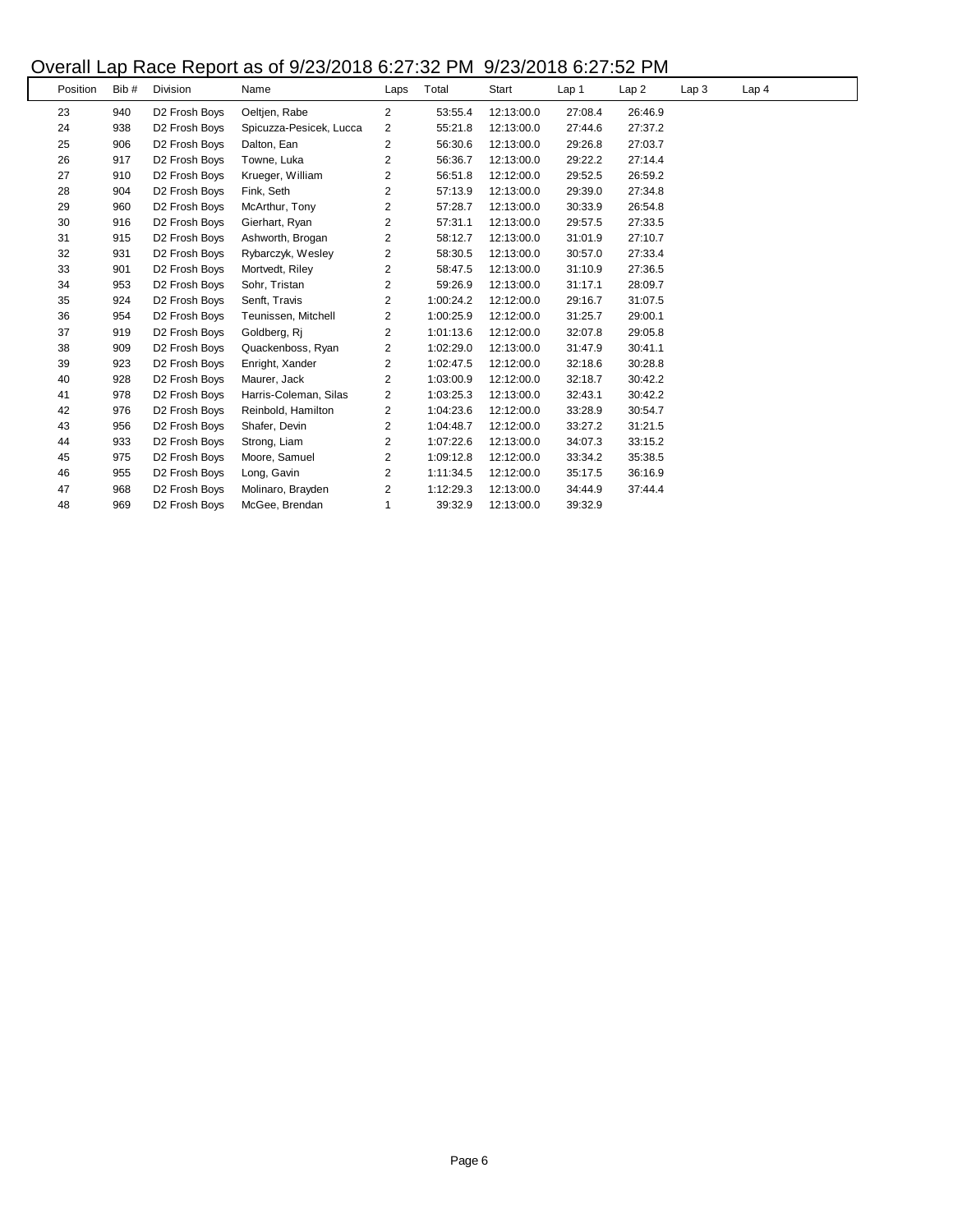# Overall Lap Race Report as of 9/23/2018 6:27:32 PM 9/23/2018 6:27:52 PM

| Position | Bib # | Division | Name | Laps | Total | Start | Lap 1 | Lap 2 | Lap 3 | Lap 4 |
|---|---|---|---|---|---|---|---|---|---|---|
| 23 | 940 | D2 Frosh Boys | Oeltjen, Rabe | 2 | 53:55.4 | 12:13:00.0 | 27:08.4 | 26:46.9 | | |
| 24 | 938 | D2 Frosh Boys | Spicuzza-Pesicek, Lucca | 2 | 55:21.8 | 12:13:00.0 | 27:44.6 | 27:37.2 | | |
| 25 | 906 | D2 Frosh Boys | Dalton, Ean | 2 | 56:30.6 | 12:13:00.0 | 29:26.8 | 27:03.7 | | |
| 26 | 917 | D2 Frosh Boys | Towne, Luka | 2 | 56:36.7 | 12:13:00.0 | 29:22.2 | 27:14.4 | | |
| 27 | 910 | D2 Frosh Boys | Krueger, William | 2 | 56:51.8 | 12:12:00.0 | 29:52.5 | 26:59.2 | | |
| 28 | 904 | D2 Frosh Boys | Fink, Seth | 2 | 57:13.9 | 12:13:00.0 | 29:39.0 | 27:34.8 | | |
| 29 | 960 | D2 Frosh Boys | McArthur, Tony | 2 | 57:28.7 | 12:13:00.0 | 30:33.9 | 26:54.8 | | |
| 30 | 916 | D2 Frosh Boys | Gierhart, Ryan | 2 | 57:31.1 | 12:13:00.0 | 29:57.5 | 27:33.5 | | |
| 31 | 915 | D2 Frosh Boys | Ashworth, Brogan | 2 | 58:12.7 | 12:13:00.0 | 31:01.9 | 27:10.7 | | |
| 32 | 931 | D2 Frosh Boys | Rybarczyk, Wesley | 2 | 58:30.5 | 12:13:00.0 | 30:57.0 | 27:33.4 | | |
| 33 | 901 | D2 Frosh Boys | Mortvedt, Riley | 2 | 58:47.5 | 12:13:00.0 | 31:10.9 | 27:36.5 | | |
| 34 | 953 | D2 Frosh Boys | Sohr, Tristan | 2 | 59:26.9 | 12:13:00.0 | 31:17.1 | 28:09.7 | | |
| 35 | 924 | D2 Frosh Boys | Senft, Travis | 2 | 1:00:24.2 | 12:12:00.0 | 29:16.7 | 31:07.5 | | |
| 36 | 954 | D2 Frosh Boys | Teunissen, Mitchell | 2 | 1:00:25.9 | 12:12:00.0 | 31:25.7 | 29:00.1 | | |
| 37 | 919 | D2 Frosh Boys | Goldberg, Rj | 2 | 1:01:13.6 | 12:12:00.0 | 32:07.8 | 29:05.8 | | |
| 38 | 909 | D2 Frosh Boys | Quackenboss, Ryan | 2 | 1:02:29.0 | 12:13:00.0 | 31:47.9 | 30:41.1 | | |
| 39 | 923 | D2 Frosh Boys | Enright, Xander | 2 | 1:02:47.5 | 12:12:00.0 | 32:18.6 | 30:28.8 | | |
| 40 | 928 | D2 Frosh Boys | Maurer, Jack | 2 | 1:03:00.9 | 12:12:00.0 | 32:18.7 | 30:42.2 | | |
| 41 | 978 | D2 Frosh Boys | Harris-Coleman, Silas | 2 | 1:03:25.3 | 12:13:00.0 | 32:43.1 | 30:42.2 | | |
| 42 | 976 | D2 Frosh Boys | Reinbold, Hamilton | 2 | 1:04:23.6 | 12:12:00.0 | 33:28.9 | 30:54.7 | | |
| 43 | 956 | D2 Frosh Boys | Shafer, Devin | 2 | 1:04:48.7 | 12:12:00.0 | 33:27.2 | 31:21.5 | | |
| 44 | 933 | D2 Frosh Boys | Strong, Liam | 2 | 1:07:22.6 | 12:13:00.0 | 34:07.3 | 33:15.2 | | |
| 45 | 975 | D2 Frosh Boys | Moore, Samuel | 2 | 1:09:12.8 | 12:12:00.0 | 33:34.2 | 35:38.5 | | |
| 46 | 955 | D2 Frosh Boys | Long, Gavin | 2 | 1:11:34.5 | 12:12:00.0 | 35:17.5 | 36:16.9 | | |
| 47 | 968 | D2 Frosh Boys | Molinaro, Brayden | 2 | 1:12:29.3 | 12:13:00.0 | 34:44.9 | 37:44.4 | | |
| 48 | 969 | D2 Frosh Boys | McGee, Brendan | 1 | 39:32.9 | 12:13:00.0 | 39:32.9 | | | |